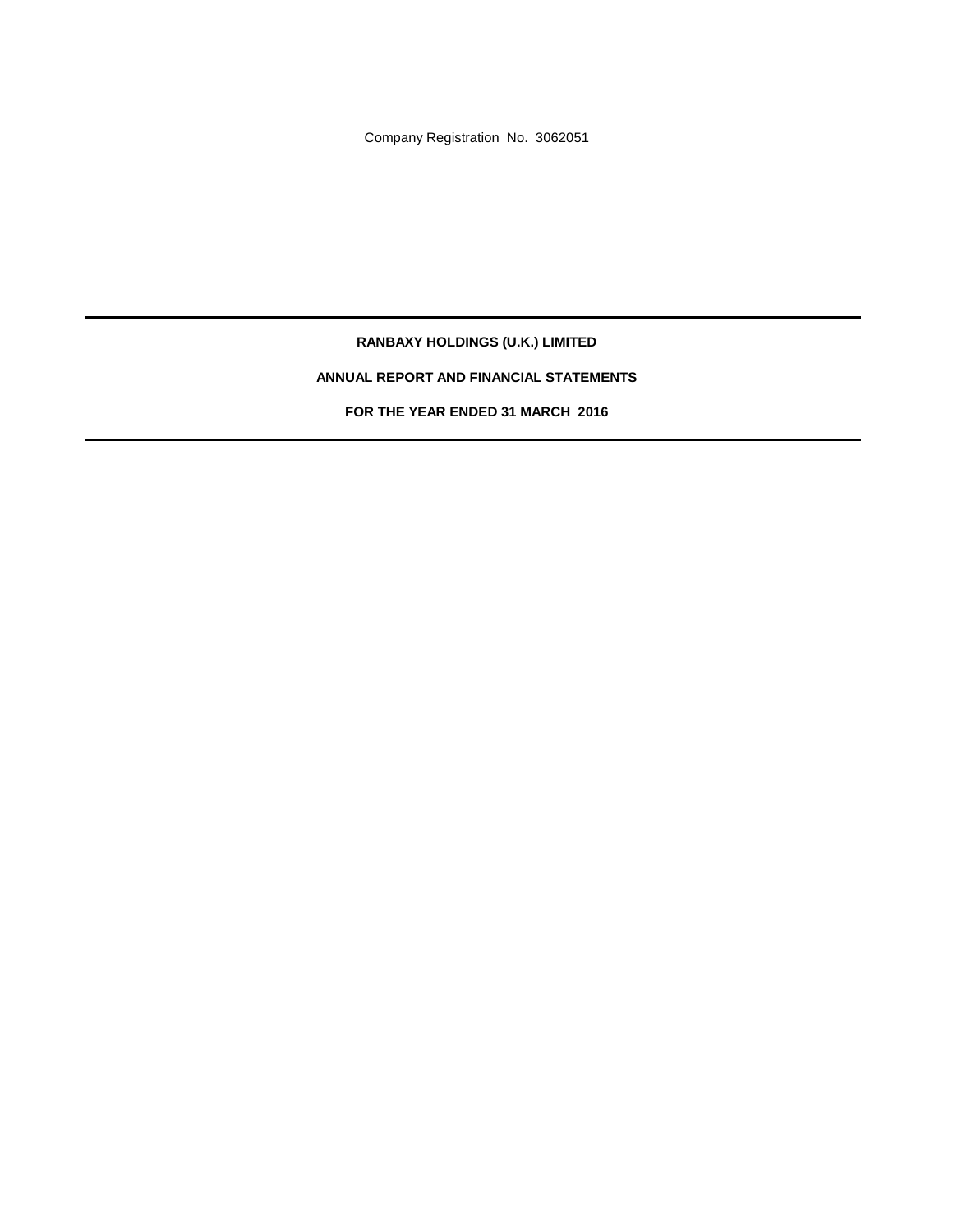Company Registration No. 3062051

---

**RANBAXY HOLDINGS (U.K.) LIMITED**

**ANNUAL REPORT AND FINANCIAL STATEMENTS**

**FOR THE YEAR ENDED 31 MARCH 2016**

---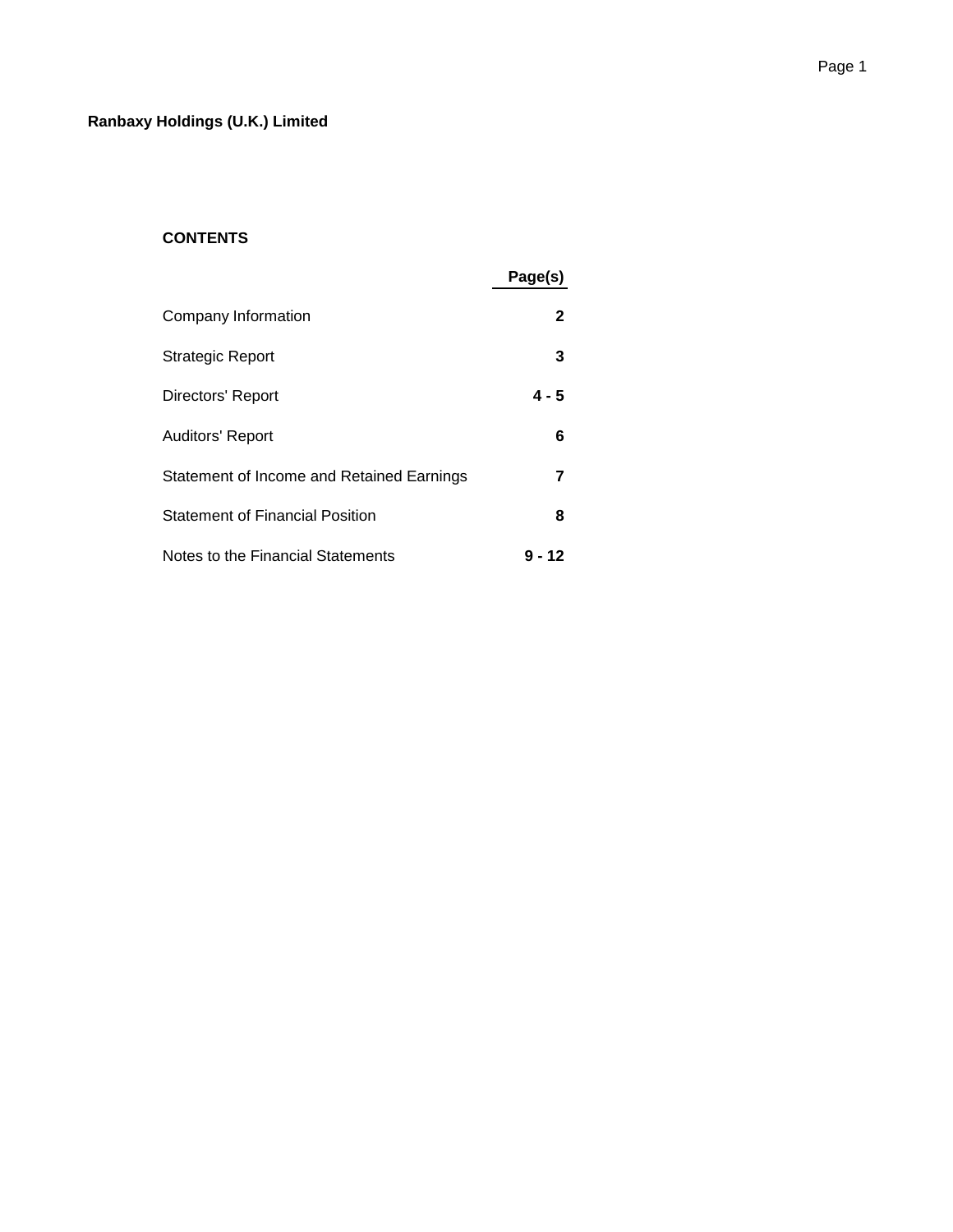**Ranbaxy Holdings (U.K.) Limited**

**CONTENTS**

| | Page(s) |
|---|---|
| Company Information | **2** |
| Strategic Report | **3** |
| Directors' Report | **4 - 5** |
| Auditors' Report | **6** |
| Statement of Income and Retained Earnings | **7** |
| Statement of Financial Position | **8** |
| Notes to the Financial Statements | **9 - 12** |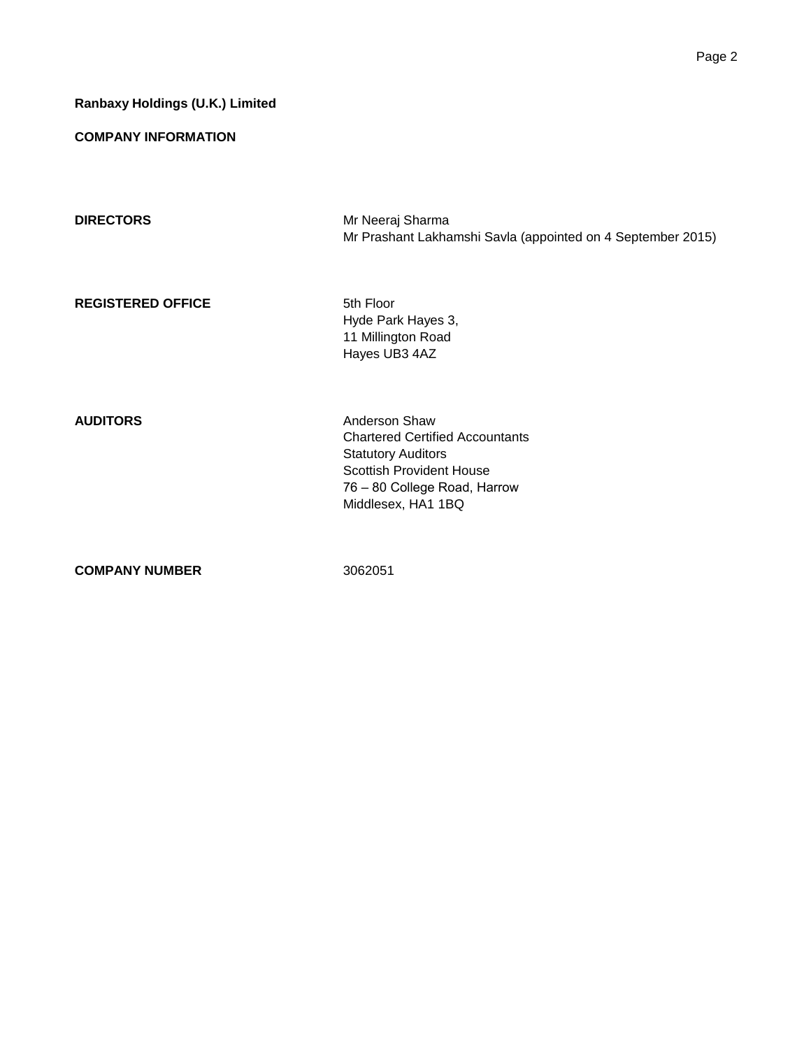**Ranbaxy Holdings (U.K.) Limited**

**COMPANY INFORMATION**

| | |
|---|---|
| **DIRECTORS** | Mr Neeraj Sharma<br>Mr Prashant Lakhamshi Savla (appointed on 4 September 2015) |
| **REGISTERED OFFICE** | 5th Floor<br>Hyde Park Hayes 3,<br>11 Millington Road<br>Hayes UB3 4AZ |
| **AUDITORS** | Anderson Shaw<br>Chartered Certified Accountants<br>Statutory Auditors<br>Scottish Provident House<br>76 – 80 College Road, Harrow<br>Middlesex, HA1 1BQ |
| **COMPANY NUMBER** | 3062051 |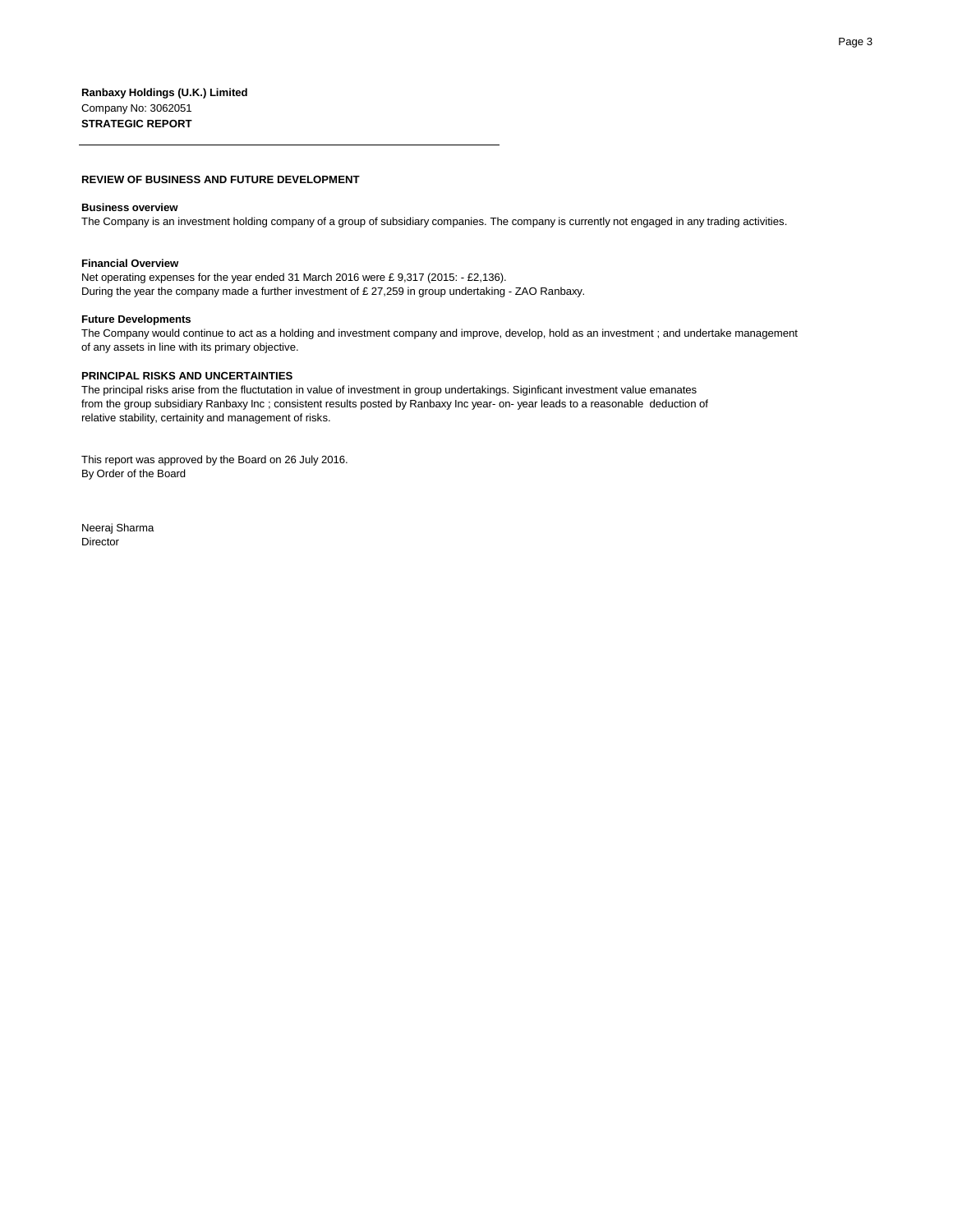**Ranbaxy Holdings (U.K.) Limited**
Company No: 3062051
**STRATEGIC REPORT**

---

### REVIEW OF BUSINESS AND FUTURE DEVELOPMENT

**Business overview**
The Company is an investment holding company of a group of subsidiary companies. The company is currently not engaged in any trading activities.

**Financial Overview**
Net operating expenses for the year ended 31 March 2016 were £ 9,317 (2015: - £2,136).
During the year the company made a further investment of £ 27,259 in group undertaking - ZAO Ranbaxy.

**Future Developments**
The Company would continue to act as a holding and investment company and improve, develop, hold as an investment ; and undertake management of any assets in line with its primary objective.

### PRINCIPAL RISKS AND UNCERTAINTIES

The principal risks arise from the fluctutation in value of investment in group undertakings. Siginficant investment value emanates from the group subsidiary Ranbaxy Inc ; consistent results posted by Ranbaxy Inc year- on- year leads to a reasonable deduction of relative stability, certainity and management of risks.

This report was approved by the Board on 26 July 2016.
By Order of the Board

Neeraj Sharma
Director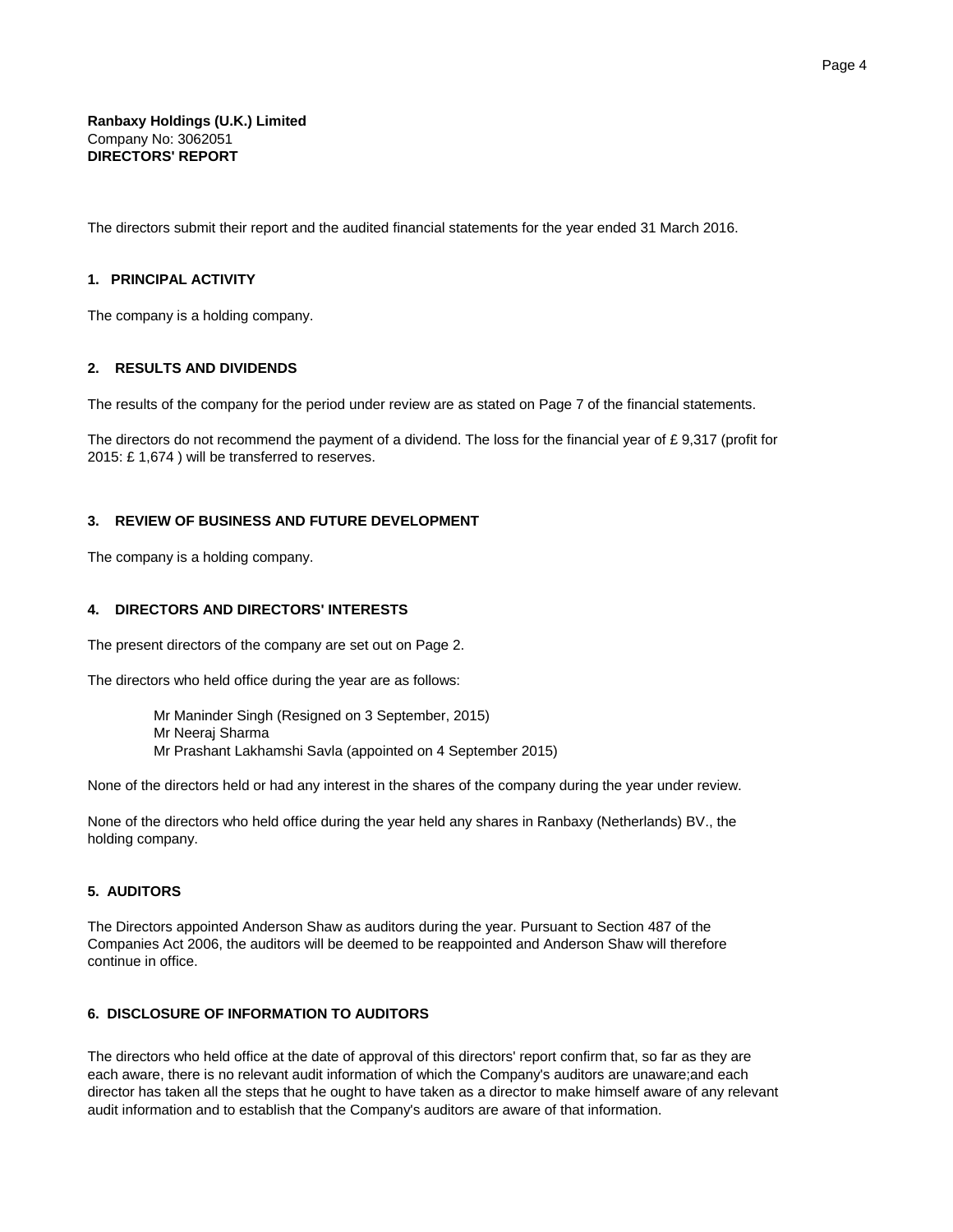**Ranbaxy Holdings (U.K.) Limited**
Company No: 3062051
**DIRECTORS' REPORT**

The directors submit their report and the audited financial statements for the year ended 31 March 2016.

## 1. PRINCIPAL ACTIVITY

The company is a holding company.

## 2. RESULTS AND DIVIDENDS

The results of the company for the period under review are as stated on Page 7 of the financial statements.

The directors do not recommend the payment of a dividend. The loss for the financial year of £ 9,317 (profit for 2015: £ 1,674 ) will be transferred to reserves.

## 3. REVIEW OF BUSINESS AND FUTURE DEVELOPMENT

The company is a holding company.

## 4. DIRECTORS AND DIRECTORS' INTERESTS

The present directors of the company are set out on Page 2.

The directors who held office during the year are as follows:

Mr Maninder Singh (Resigned on 3 September, 2015)
Mr Neeraj Sharma
Mr Prashant Lakhamshi Savla (appointed on 4 September 2015)

None of the directors held or had any interest in the shares of the company during the year under review.

None of the directors who held office during the year held any shares in Ranbaxy (Netherlands) BV., the holding company.

## 5. AUDITORS

The Directors appointed Anderson Shaw as auditors during the year. Pursuant to Section 487 of the Companies Act 2006, the auditors will be deemed to be reappointed and Anderson Shaw will therefore continue in office.

## 6. DISCLOSURE OF INFORMATION TO AUDITORS

The directors who held office at the date of approval of this directors' report confirm that, so far as they are each aware, there is no relevant audit information of which the Company's auditors are unaware;and each director has taken all the steps that he ought to have taken as a director to make himself aware of any relevant audit information and to establish that the Company's auditors are aware of that information.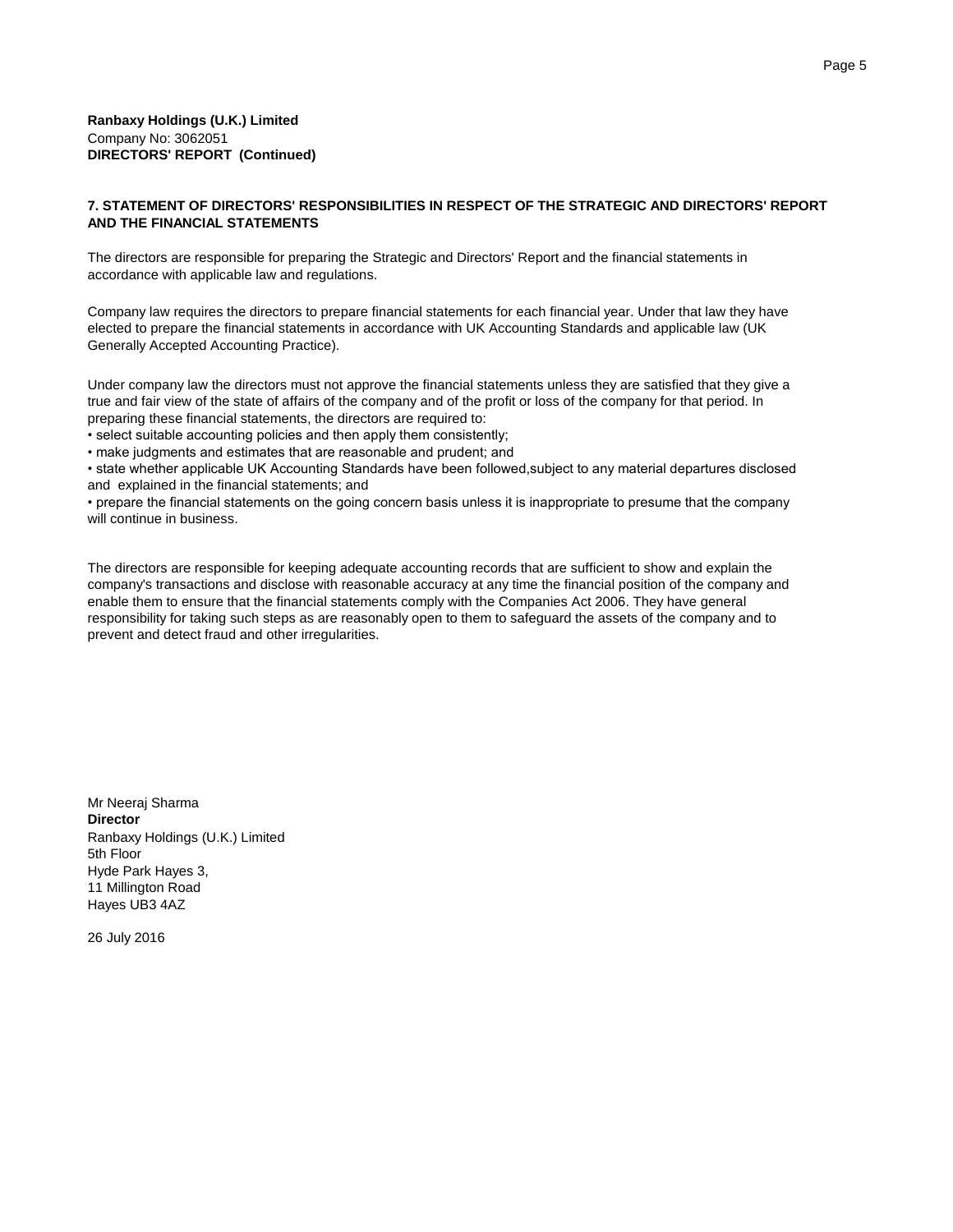**Ranbaxy Holdings (U.K.) Limited**
Company No: 3062051
**DIRECTORS' REPORT (Continued)**

## 7. STATEMENT OF DIRECTORS' RESPONSIBILITIES IN RESPECT OF THE STRATEGIC AND DIRECTORS' REPORT AND THE FINANCIAL STATEMENTS

The directors are responsible for preparing the Strategic and Directors' Report and the financial statements in accordance with applicable law and regulations.

Company law requires the directors to prepare financial statements for each financial year. Under that law they have elected to prepare the financial statements in accordance with UK Accounting Standards and applicable law (UK Generally Accepted Accounting Practice).

Under company law the directors must not approve the financial statements unless they are satisfied that they give a true and fair view of the state of affairs of the company and of the profit or loss of the company for that period. In preparing these financial statements, the directors are required to:

- select suitable accounting policies and then apply them consistently;
- make judgments and estimates that are reasonable and prudent; and
- state whether applicable UK Accounting Standards have been followed,subject to any material departures disclosed and explained in the financial statements; and
- prepare the financial statements on the going concern basis unless it is inappropriate to presume that the company will continue in business.

The directors are responsible for keeping adequate accounting records that are sufficient to show and explain the company's transactions and disclose with reasonable accuracy at any time the financial position of the company and enable them to ensure that the financial statements comply with the Companies Act 2006. They have general responsibility for taking such steps as are reasonably open to them to safeguard the assets of the company and to prevent and detect fraud and other irregularities.

Mr Neeraj Sharma
**Director**
Ranbaxy Holdings (U.K.) Limited
5th Floor
Hyde Park Hayes 3,
11 Millington Road
Hayes UB3 4AZ

26 July 2016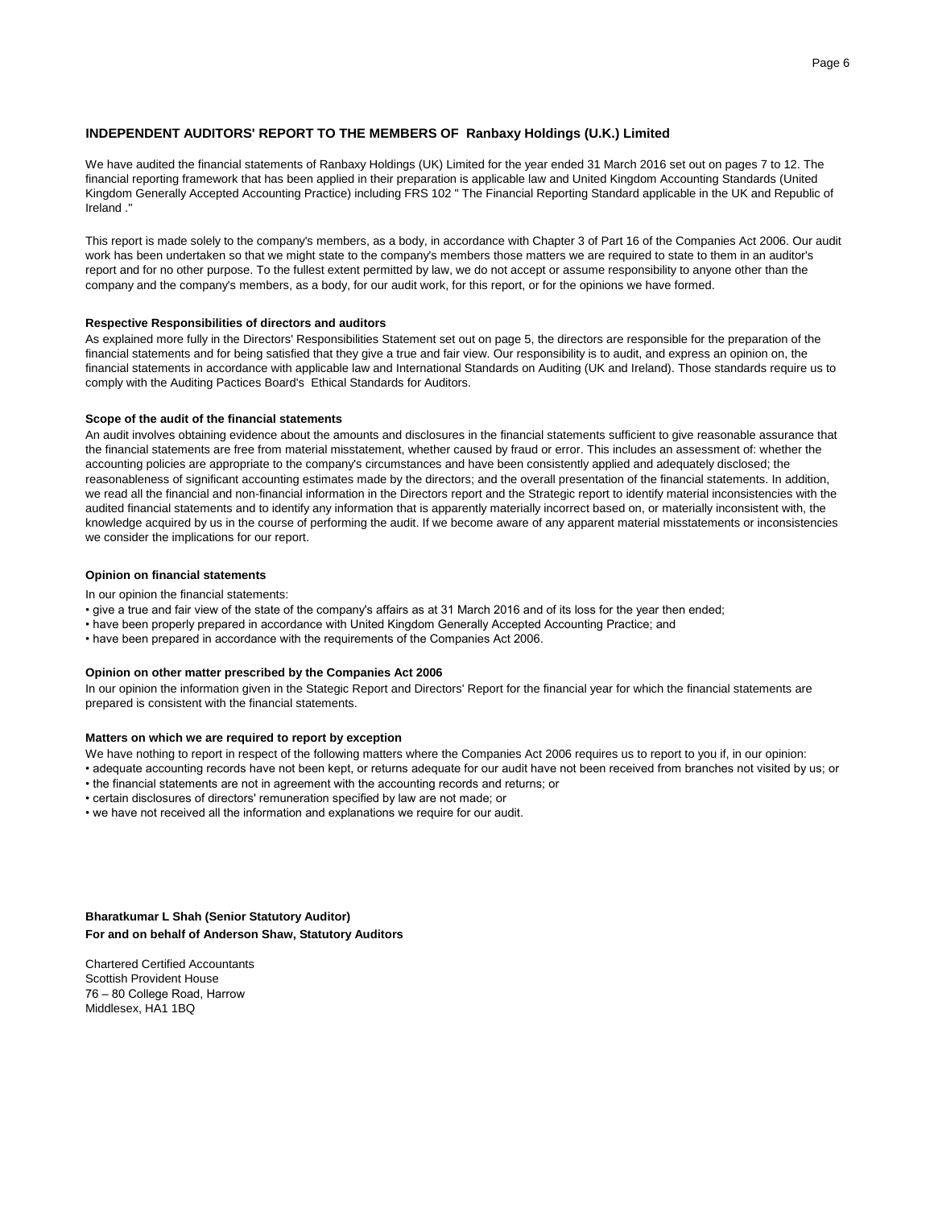## INDEPENDENT AUDITORS' REPORT TO THE MEMBERS OF Ranbaxy Holdings (U.K.) Limited

We have audited the financial statements of Ranbaxy Holdings (UK) Limited for the year ended 31 March 2016 set out on pages 7 to 12. The financial reporting framework that has been applied in their preparation is applicable law and United Kingdom Accounting Standards (United Kingdom Generally Accepted Accounting Practice) including FRS 102 " The Financial Reporting Standard applicable in the UK and Republic of Ireland ."

This report is made solely to the company's members, as a body, in accordance with Chapter 3 of Part 16 of the Companies Act 2006. Our audit work has been undertaken so that we might state to the company's members those matters we are required to state to them in an auditor's report and for no other purpose. To the fullest extent permitted by law, we do not accept or assume responsibility to anyone other than the company and the company's members, as a body, for our audit work, for this report, or for the opinions we have formed.

**Respective Responsibilities of directors and auditors**

As explained more fully in the Directors' Responsibilities Statement set out on page 5, the directors are responsible for the preparation of the financial statements and for being satisfied that they give a true and fair view. Our responsibility is to audit, and express an opinion on, the financial statements in accordance with applicable law and International Standards on Auditing (UK and Ireland). Those standards require us to comply with the Auditing Pactices Board's Ethical Standards for Auditors.

**Scope of the audit of the financial statements**

An audit involves obtaining evidence about the amounts and disclosures in the financial statements sufficient to give reasonable assurance that the financial statements are free from material misstatement, whether caused by fraud or error. This includes an assessment of: whether the accounting policies are appropriate to the company's circumstances and have been consistently applied and adequately disclosed; the reasonableness of significant accounting estimates made by the directors; and the overall presentation of the financial statements. In addition, we read all the financial and non-financial information in the Directors report and the Strategic report to identify material inconsistencies with the audited financial statements and to identify any information that is apparently materially incorrect based on, or materially inconsistent with, the knowledge acquired by us in the course of performing the audit. If we become aware of any apparent material misstatements or inconsistencies we consider the implications for our report.

**Opinion on financial statements**

In our opinion the financial statements:

- give a true and fair view of the state of the company's affairs as at 31 March 2016 and of its loss for the year then ended;
- have been properly prepared in accordance with United Kingdom Generally Accepted Accounting Practice; and
- have been prepared in accordance with the requirements of the Companies Act 2006.

**Opinion on other matter prescribed by the Companies Act 2006**

In our opinion the information given in the Stategic Report and Directors' Report for the financial year for which the financial statements are prepared is consistent with the financial statements.

**Matters on which we are required to report by exception**

We have nothing to report in respect of the following matters where the Companies Act 2006 requires us to report to you if, in our opinion:

- adequate accounting records have not been kept, or returns adequate for our audit have not been received from branches not visited by us; or
- the financial statements are not in agreement with the accounting records and returns; or
- certain disclosures of directors' remuneration specified by law are not made; or
- we have not received all the information and explanations we require for our audit.

**Bharatkumar L Shah (Senior Statutory Auditor)**
**For and on behalf of Anderson Shaw, Statutory Auditors**

Chartered Certified Accountants
Scottish Provident House
76 – 80 College Road, Harrow
Middlesex, HA1 1BQ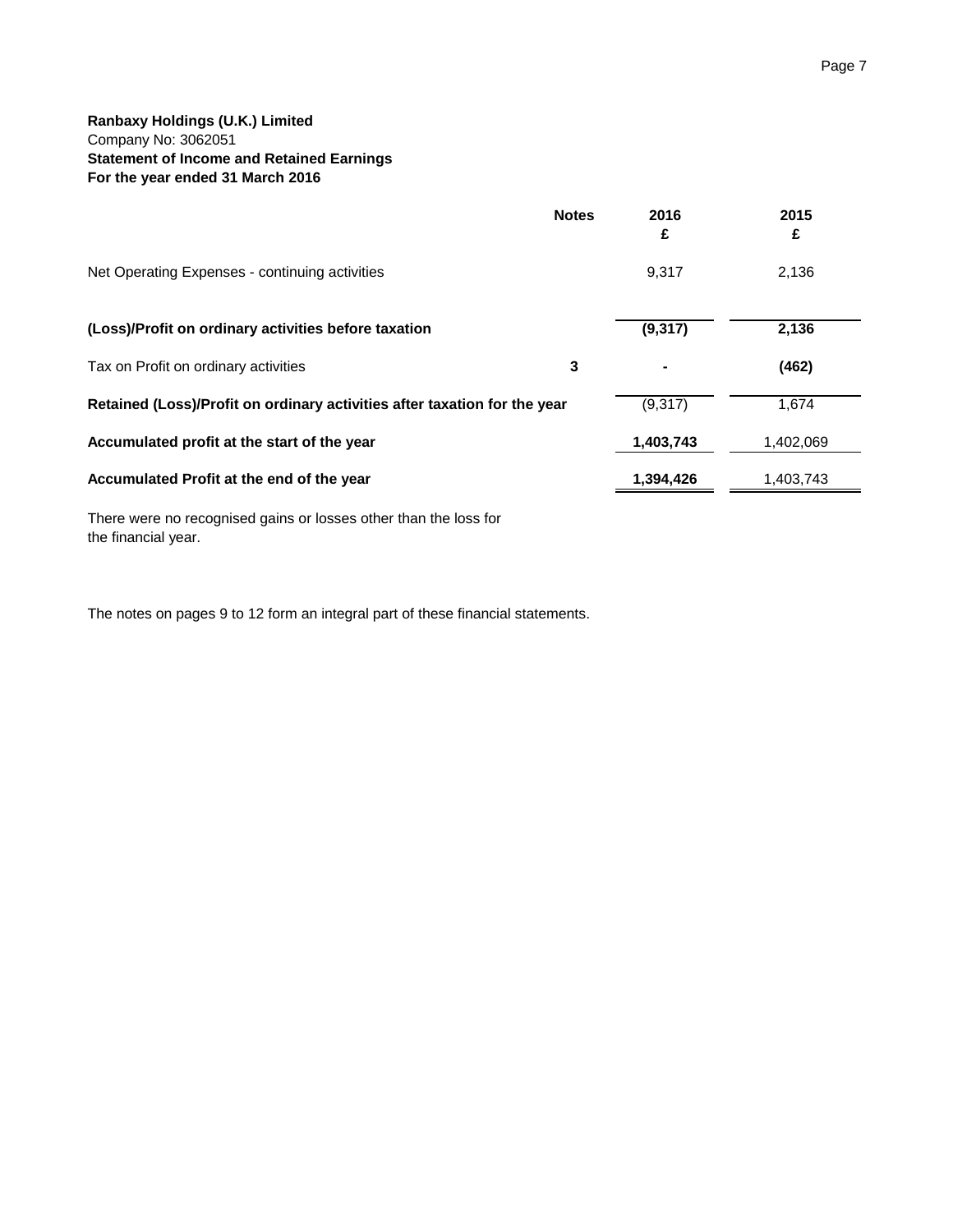**Ranbaxy Holdings (U.K.) Limited**
Company No: 3062051
**Statement of Income and Retained Earnings**
**For the year ended 31 March 2016**

| | Notes | 2016 £ | 2015 £ |
|---|---|---|---|
| Net Operating Expenses - continuing activities | | 9,317 | 2,136 |
| **(Loss)/Profit on ordinary activities before taxation** | | **(9,317)** | **2,136** |
| Tax on Profit on ordinary activities | **3** | **-** | **(462)** |
| **Retained (Loss)/Profit on ordinary activities after taxation for the year** | | (9,317) | 1,674 |
| **Accumulated profit at the start of the year** | | **1,403,743** | 1,402,069 |
| **Accumulated Profit at the end of the year** | | **1,394,426** | 1,403,743 |

There were no recognised gains or losses other than the loss for the financial year.

The notes on pages 9 to 12 form an integral part of these financial statements.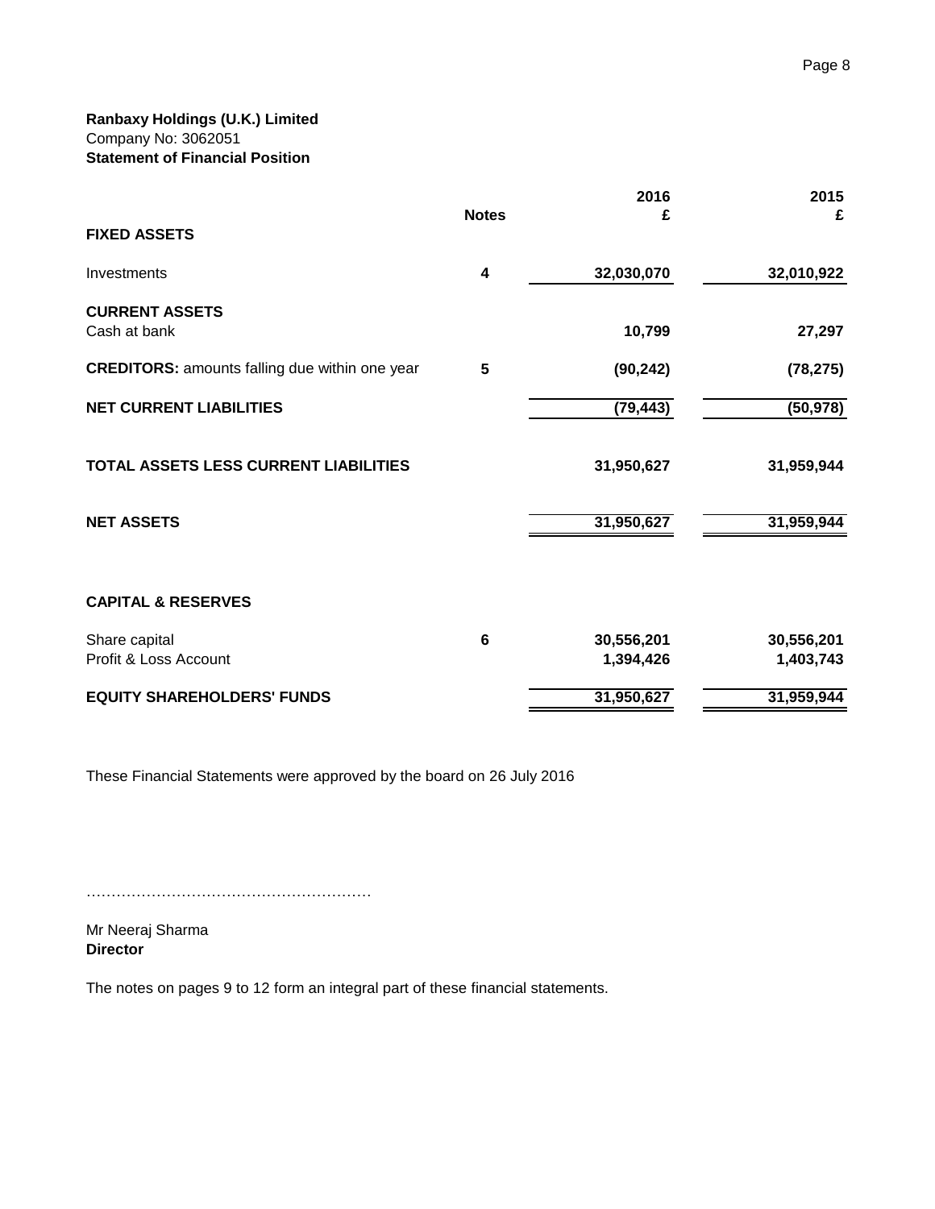**Ranbaxy Holdings (U.K.) Limited**
Company No: 3062051
**Statement of Financial Position**

| | Notes | 2016 £ | 2015 £ |
|---|---|---|---|
| **FIXED ASSETS** | | | |
| Investments | **4** | **32,030,070** | **32,010,922** |
| **CURRENT ASSETS** | | | |
| Cash at bank | | **10,799** | **27,297** |
| **CREDITORS:** amounts falling due within one year | **5** | **(90,242)** | **(78,275)** |
| **NET CURRENT LIABILITIES** | | **(79,443)** | **(50,978)** |
| **TOTAL ASSETS LESS CURRENT LIABILITIES** | | **31,950,627** | **31,959,944** |
| **NET ASSETS** | | **31,950,627** | **31,959,944** |
| **CAPITAL & RESERVES** | | | |
| Share capital | **6** | **30,556,201** | **30,556,201** |
| Profit & Loss Account | | **1,394,426** | **1,403,743** |
| **EQUITY SHAREHOLDERS' FUNDS** | | **31,950,627** | **31,959,944** |

These Financial Statements were approved by the board on 26 July 2016

……………………………………………….

Mr Neeraj Sharma
**Director**

The notes on pages 9 to 12 form an integral part of these financial statements.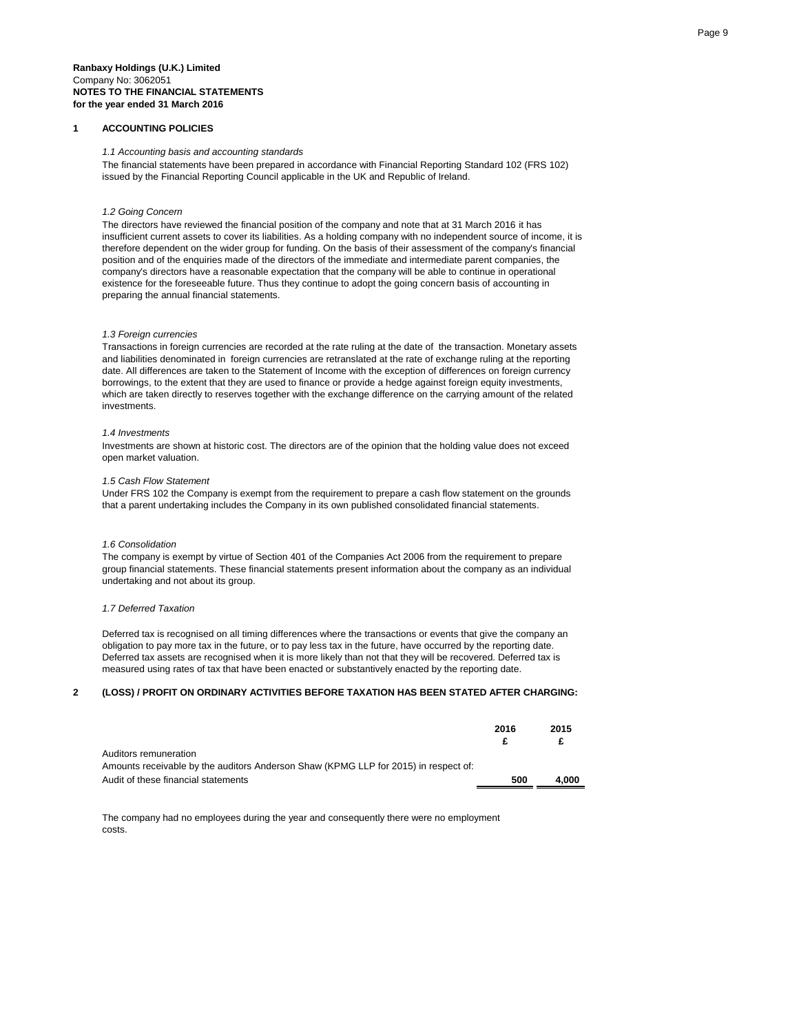**Ranbaxy Holdings (U.K.) Limited**
Company No: 3062051
**NOTES TO THE FINANCIAL STATEMENTS**
**for the year ended 31 March 2016**

## 1 ACCOUNTING POLICIES

*1.1 Accounting basis and accounting standards*

The financial statements have been prepared in accordance with Financial Reporting Standard 102 (FRS 102) issued by the Financial Reporting Council applicable in the UK and Republic of Ireland.

*1.2 Going Concern*

The directors have reviewed the financial position of the company and note that at 31 March 2016 it has insufficient current assets to cover its liabilities. As a holding company with no independent source of income, it is therefore dependent on the wider group for funding. On the basis of their assessment of the company's financial position and of the enquiries made of the directors of the immediate and intermediate parent companies, the company's directors have a reasonable expectation that the company will be able to continue in operational existence for the foreseeable future. Thus they continue to adopt the going concern basis of accounting in preparing the annual financial statements.

*1.3 Foreign currencies*

Transactions in foreign currencies are recorded at the rate ruling at the date of the transaction. Monetary assets and liabilities denominated in foreign currencies are retranslated at the rate of exchange ruling at the reporting date. All differences are taken to the Statement of Income with the exception of differences on foreign currency borrowings, to the extent that they are used to finance or provide a hedge against foreign equity investments, which are taken directly to reserves together with the exchange difference on the carrying amount of the related investments.

*1.4 Investments*

Investments are shown at historic cost. The directors are of the opinion that the holding value does not exceed open market valuation.

*1.5 Cash Flow Statement*

Under FRS 102 the Company is exempt from the requirement to prepare a cash flow statement on the grounds that a parent undertaking includes the Company in its own published consolidated financial statements.

*1.6 Consolidation*

The company is exempt by virtue of Section 401 of the Companies Act 2006 from the requirement to prepare group financial statements. These financial statements present information about the company as an individual undertaking and not about its group.

*1.7 Deferred Taxation*

Deferred tax is recognised on all timing differences where the transactions or events that give the company an obligation to pay more tax in the future, or to pay less tax in the future, have occurred by the reporting date. Deferred tax assets are recognised when it is more likely than not that they will be recovered. Deferred tax is measured using rates of tax that have been enacted or substantively enacted by the reporting date.

## 2 (LOSS) / PROFIT ON ORDINARY ACTIVITIES BEFORE TAXATION HAS BEEN STATED AFTER CHARGING:

| | 2016 £ | 2015 £ |
|---|---|---|
| Auditors remuneration | | |
| Amounts receivable by the auditors Anderson Shaw (KPMG LLP for 2015) in respect of: | | |
| Audit of these financial statements | 500 | 4,000 |

The company had no employees during the year and consequently there were no employment costs.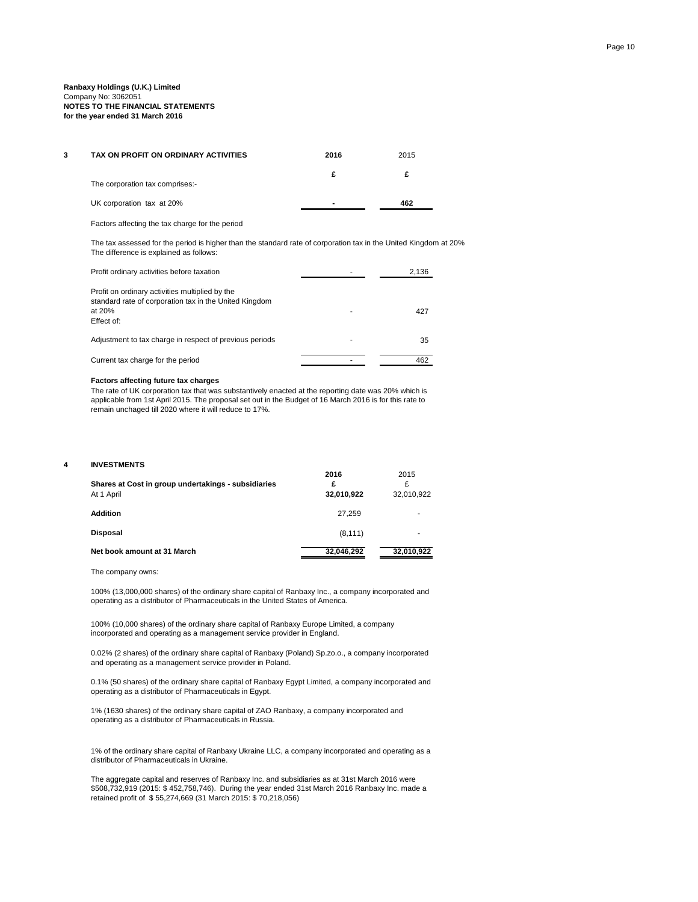**Ranbaxy Holdings (U.K.) Limited**
Company No: 3062051
**NOTES TO THE FINANCIAL STATEMENTS**
**for the year ended 31 March 2016**

## 3 TAX ON PROFIT ON ORDINARY ACTIVITIES

| | **2016** | 2015 |
|---|---|---|
| | **£** | **£** |
| The corporation tax comprises:- | | |
| UK corporation tax at 20% | **-** | **462** |

Factors affecting the tax charge for the period

The tax assessed for the period is higher than the standard rate of corporation tax in the United Kingdom at 20%
The difference is explained as follows:

| | 2016 | 2015 |
|---|---|---|
| Profit ordinary activities before taxation | - | 2,136 |
| Profit on ordinary activities multiplied by the standard rate of corporation tax in the United Kingdom at 20% | - | 427 |
| Effect of: | | |
| Adjustment to tax charge in respect of previous periods | - | 35 |
| Current tax charge for the period | - | 462 |

**Factors affecting future tax charges**
The rate of UK corporation tax that was substantively enacted at the reporting date was 20% which is applicable from 1st April 2015. The proposal set out in the Budget of 16 March 2016 is for this rate to remain unchaged till 2020 where it will reduce to 17%.

## 4 INVESTMENTS

| | **2016** | 2015 |
|---|---|---|
| **Shares at Cost in group undertakings - subsidiaries** | **£** | £ |
| At 1 April | **32,010,922** | 32,010,922 |
| **Addition** | 27,259 | - |
| **Disposal** | (8,111) | - |
| **Net book amount at 31 March** | **32,046,292** | **32,010,922** |

The company owns:

100% (13,000,000 shares) of the ordinary share capital of Ranbaxy Inc., a company incorporated and operating as a distributor of Pharmaceuticals in the United States of America.

100% (10,000 shares) of the ordinary share capital of Ranbaxy Europe Limited, a company incorporated and operating as a management service provider in England.

0.02% (2 shares) of the ordinary share capital of Ranbaxy (Poland) Sp.zo.o., a company incorporated and operating as a management service provider in Poland.

0.1% (50 shares) of the ordinary share capital of Ranbaxy Egypt Limited, a company incorporated and operating as a distributor of Pharmaceuticals in Egypt.

1% (1630 shares) of the ordinary share capital of ZAO Ranbaxy, a company incorporated and operating as a distributor of Pharmaceuticals in Russia.

1% of the ordinary share capital of Ranbaxy Ukraine LLC, a company incorporated and operating as a distributor of Pharmaceuticals in Ukraine.

The aggregate capital and reserves of Ranbaxy Inc. and subsidiaries as at 31st March 2016 were $508,732,919 (2015: $ 452,758,746). During the year ended 31st March 2016 Ranbaxy Inc. made a retained profit of $ 55,274,669 (31 March 2015: $ 70,218,056)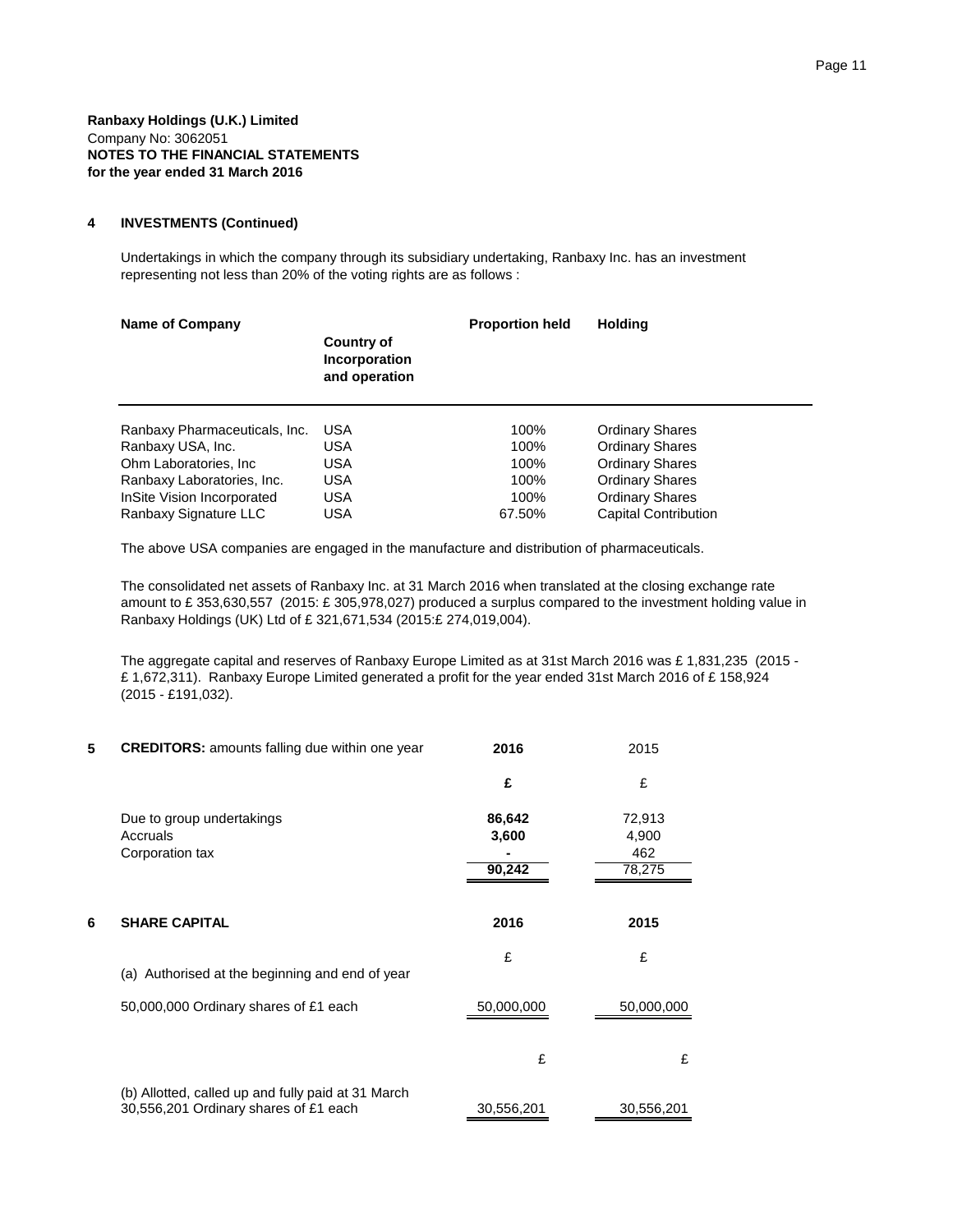**Ranbaxy Holdings (U.K.) Limited**
Company No: 3062051
**NOTES TO THE FINANCIAL STATEMENTS**
**for the year ended 31 March 2016**

**4 INVESTMENTS (Continued)**

Undertakings in which the company through its subsidiary undertaking, Ranbaxy Inc. has an investment representing not less than 20% of the voting rights are as follows :

| Name of Company | Country of Incorporation and operation | Proportion held | Holding |
|---|---|---|---|
| Ranbaxy Pharmaceuticals, Inc. | USA | 100% | Ordinary Shares |
| Ranbaxy USA, Inc. | USA | 100% | Ordinary Shares |
| Ohm Laboratories, Inc | USA | 100% | Ordinary Shares |
| Ranbaxy Laboratories, Inc. | USA | 100% | Ordinary Shares |
| InSite Vision Incorporated | USA | 100% | Ordinary Shares |
| Ranbaxy Signature LLC | USA | 67.50% | Capital Contribution |

The above USA companies are engaged in the manufacture and distribution of pharmaceuticals.

The consolidated net assets of Ranbaxy Inc. at 31 March 2016 when translated at the closing exchange rate amount to £ 353,630,557 (2015: £ 305,978,027) produced a surplus compared to the investment holding value in Ranbaxy Holdings (UK) Ltd of £ 321,671,534 (2015:£ 274,019,004).

The aggregate capital and reserves of Ranbaxy Europe Limited as at 31st March 2016 was £ 1,831,235 (2015 - £ 1,672,311). Ranbaxy Europe Limited generated a profit for the year ended 31st March 2016 of £ 158,924 (2015 - £191,032).

**5 CREDITORS:** amounts falling due within one year

| | 2016 | 2015 |
|---|---|---|
| | £ | £ |
| Due to group undertakings | **86,642** | 72,913 |
| Accruals | **3,600** | 4,900 |
| Corporation tax | **-** | 462 |
| | **90,242** | 78,275 |

**6 SHARE CAPITAL**

| | 2016 | 2015 |
|---|---|---|
| | £ | £ |
| (a) Authorised at the beginning and end of year | | |
| 50,000,000 Ordinary shares of £1 each | 50,000,000 | 50,000,000 |
| | £ | £ |
| (b) Allotted, called up and fully paid at 31 March 30,556,201 Ordinary shares of £1 each | 30,556,201 | 30,556,201 |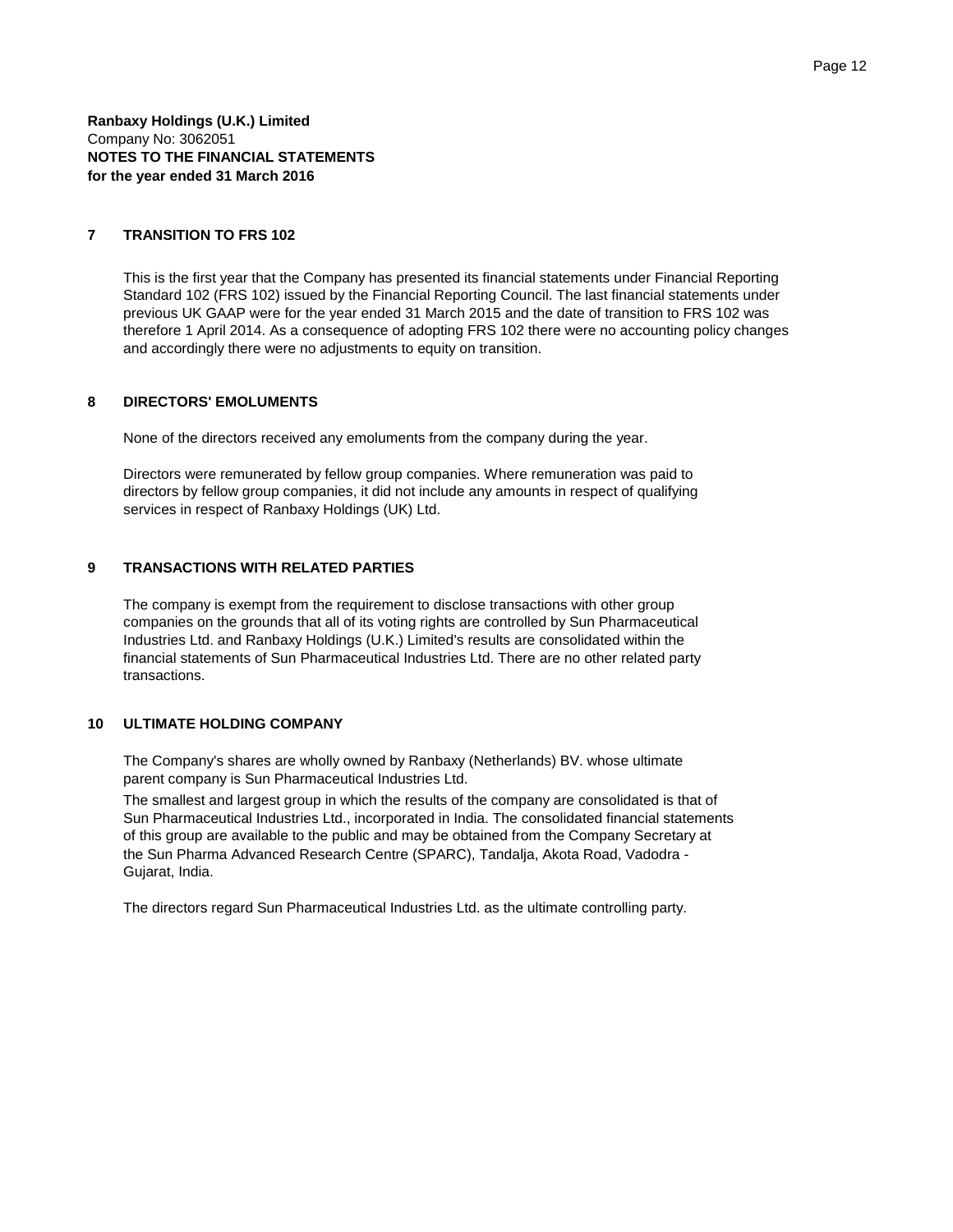**Ranbaxy Holdings (U.K.) Limited**
Company No: 3062051
**NOTES TO THE FINANCIAL STATEMENTS**
**for the year ended 31 March 2016**

## 7 TRANSITION TO FRS 102

This is the first year that the Company has presented its financial statements under Financial Reporting Standard 102 (FRS 102) issued by the Financial Reporting Council. The last financial statements under previous UK GAAP were for the year ended 31 March 2015 and the date of transition to FRS 102 was therefore 1 April 2014. As a consequence of adopting FRS 102 there were no accounting policy changes and accordingly there were no adjustments to equity on transition.

## 8 DIRECTORS' EMOLUMENTS

None of the directors received any emoluments from the company during the year.

Directors were remunerated by fellow group companies. Where remuneration was paid to directors by fellow group companies, it did not include any amounts in respect of qualifying services in respect of Ranbaxy Holdings (UK) Ltd.

## 9 TRANSACTIONS WITH RELATED PARTIES

The company is exempt from the requirement to disclose transactions with other group companies on the grounds that all of its voting rights are controlled by Sun Pharmaceutical Industries Ltd. and Ranbaxy Holdings (U.K.) Limited's results are consolidated within the financial statements of Sun Pharmaceutical Industries Ltd. There are no other related party transactions.

## 10 ULTIMATE HOLDING COMPANY

The Company's shares are wholly owned by Ranbaxy (Netherlands) BV. whose ultimate parent company is Sun Pharmaceutical Industries Ltd.

The smallest and largest group in which the results of the company are consolidated is that of Sun Pharmaceutical Industries Ltd., incorporated in India. The consolidated financial statements of this group are available to the public and may be obtained from the Company Secretary at the Sun Pharma Advanced Research Centre (SPARC), Tandalja, Akota Road, Vadodra - Gujarat, India.

The directors regard Sun Pharmaceutical Industries Ltd. as the ultimate controlling party.